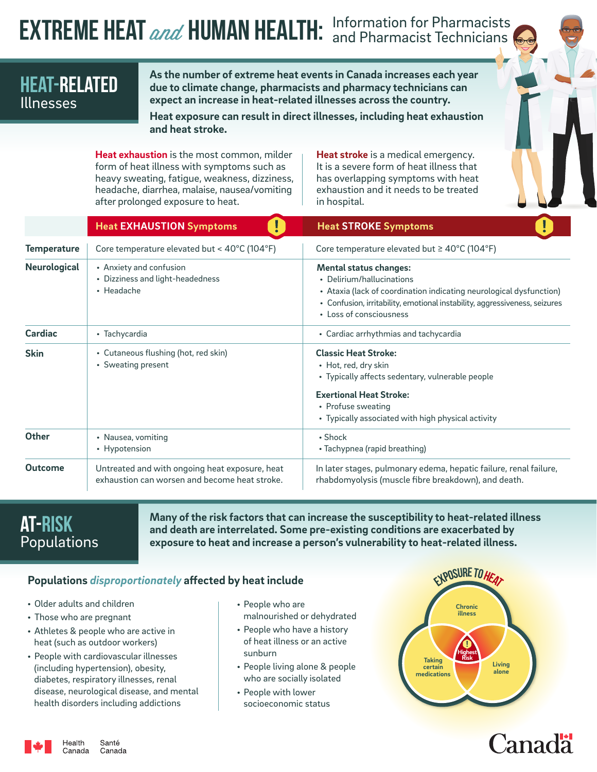# EXTREME HEAT *and* HUMAN HEALTH: Information for Pharmacists and Pharmacist Technicians

## HEAT-RELATED Illnesses

**As the number of extreme heat events in Canada increases each year due to climate change, pharmacists and pharmacy technicians can expect an increase in heat-related illnesses across the country.**

**Heat exposure can result in direct illnesses, including heat exhaustion and heat stroke.**

**Heat exhaustion** is the most common, milder form of heat illness with symptoms such as heavy sweating, fatigue, weakness, dizziness, headache, diarrhea, malaise, nausea/vomiting after prolonged exposure to heat.

**Heat stroke** is a medical emergency. It is a severe form of heat illness that has overlapping symptoms with heat exhaustion and it needs to be treated in hospital.

| | Heat EXHAUSTION Symptoms | Heat STROKE Symptoms |
|---|---|---|
| **Temperature** | Core temperature elevated but < 40°C (104°F) | Core temperature elevated but ≥ 40°C (104°F) |
| **Neurological** | • Anxiety and confusion<br>• Dizziness and light-headedness<br>• Headache | **Mental status changes:**<br>• Delirium/hallucinations<br>• Ataxia (lack of coordination indicating neurological dysfunction)<br>• Confusion, irritability, emotional instability, aggressiveness, seizures<br>• Loss of consciousness |
| **Cardiac** | • Tachycardia | • Cardiac arrhythmias and tachycardia |
| **Skin** | • Cutaneous flushing (hot, red skin)<br>• Sweating present | **Classic Heat Stroke:**<br>• Hot, red, dry skin<br>• Typically affects sedentary, vulnerable people<br>**Exertional Heat Stroke:**<br>• Profuse sweating<br>• Typically associated with high physical activity |
| **Other** | • Nausea, vomiting<br>• Hypotension | • Shock<br>• Tachypnea (rapid breathing) |
| **Outcome** | Untreated and with ongoing heat exposure, heat exhaustion can worsen and become heat stroke. | In later stages, pulmonary edema, hepatic failure, renal failure, rhabdomyolysis (muscle fibre breakdown), and death. |

## AT-RISK Populations

**Many of the risk factors that can increase the susceptibility to heat-related illness and death are interrelated. Some pre-existing conditions are exacerbated by exposure to heat and increase a person's vulnerability to heat-related illness.**

### Populations *disproportionately* affected by heat include

- Older adults and children
- Those who are pregnant
- Athletes & people who are active in heat (such as outdoor workers)
- People with cardiovascular illnesses (including hypertension), obesity, diabetes, respiratory illnesses, renal disease, neurological disease, and mental health disorders including addictions
- People who are malnourished or dehydrated
- People who have a history of heat illness or an active sunburn
- People living alone & people who are socially isolated
- People with lower socioeconomic status

EXPOSURE TO HEAT

Chronic illness

Taking certain medications

Living alone

Highest Risk

Health Canada Santé Canada

Canada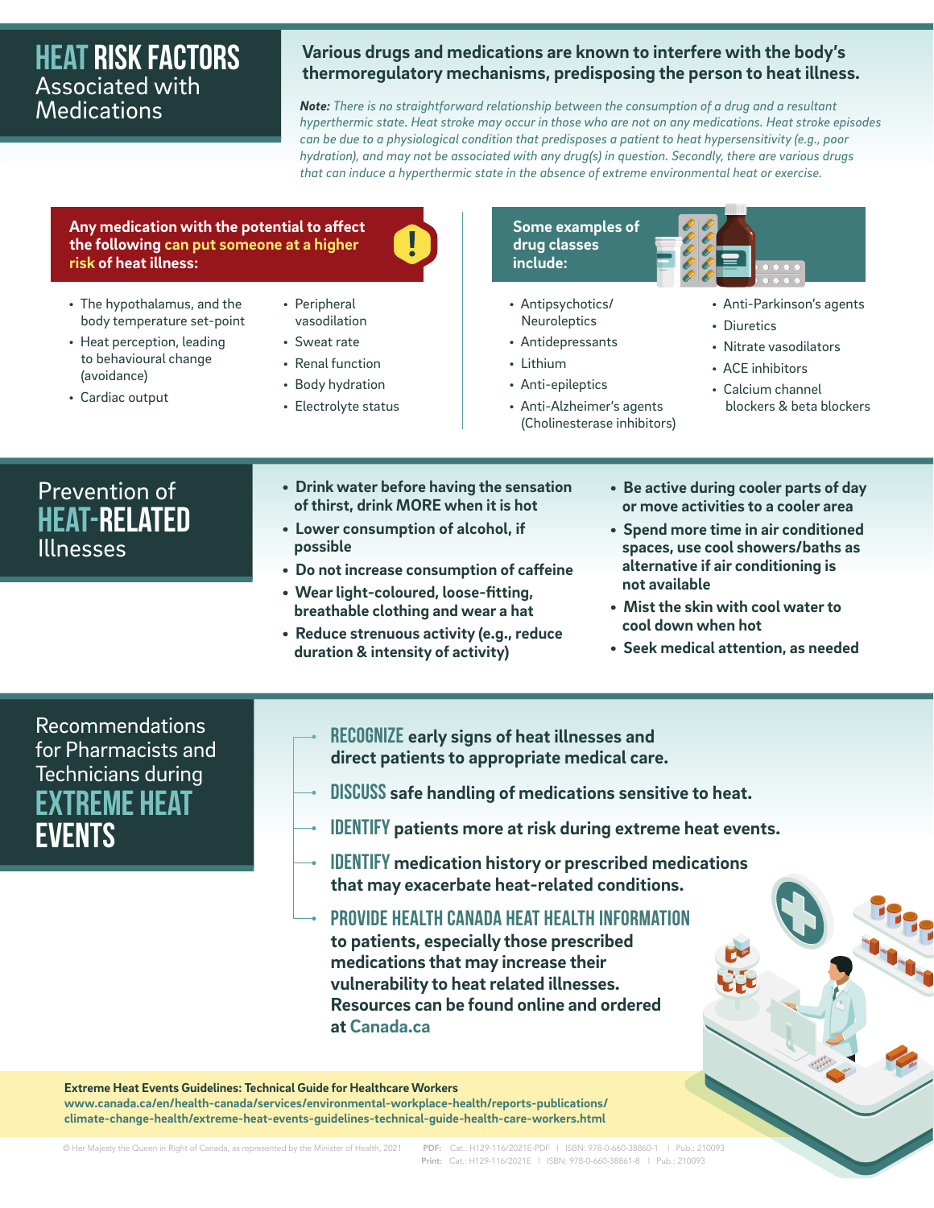# HEAT RISK FACTORS Associated with Medications

**Various drugs and medications are known to interfere with the body's thermoregulatory mechanisms, predisposing the person to heat illness.**

***Note:*** *There is no straightforward relationship between the consumption of a drug and a resultant hyperthermic state. Heat stroke may occur in those who are not on any medications. Heat stroke episodes can be due to a physiological condition that predisposes a patient to heat hypersensitivity (e.g., poor hydration), and may not be associated with any drug(s) in question. Secondly, there are various drugs that can induce a hyperthermic state in the absence of extreme environmental heat or exercise.*

**Any medication with the potential to affect the following can put someone at a higher risk of heat illness:**

- The hypothalamus, and the body temperature set-point
- Heat perception, leading to behavioural change (avoidance)
- Cardiac output
- Peripheral vasodilation
- Sweat rate
- Renal function
- Body hydration
- Electrolyte status

**Some examples of drug classes include:**

- Antipsychotics/ Neuroleptics
- Antidepressants
- Lithium
- Anti-epileptics
- Anti-Alzheimer's agents (Cholinesterase inhibitors)
- Anti-Parkinson's agents
- Diuretics
- Nitrate vasodilators
- ACE inhibitors
- Calcium channel blockers & beta blockers

## Prevention of HEAT-RELATED Illnesses

- **Drink water before having the sensation of thirst, drink MORE when it is hot**
- **Lower consumption of alcohol, if possible**
- **Do not increase consumption of caffeine**
- **Wear light-coloured, loose-fitting, breathable clothing and wear a hat**
- **Reduce strenuous activity (e.g., reduce duration & intensity of activity)**
- **Be active during cooler parts of day or move activities to a cooler area**
- **Spend more time in air conditioned spaces, use cool showers/baths as alternative if air conditioning is not available**
- **Mist the skin with cool water to cool down when hot**
- **Seek medical attention, as needed**

## Recommendations for Pharmacists and Technicians during EXTREME HEAT EVENTS

- **RECOGNIZE early signs of heat illnesses and direct patients to appropriate medical care.**
- **DISCUSS safe handling of medications sensitive to heat.**
- **IDENTIFY patients more at risk during extreme heat events.**
- **IDENTIFY medication history or prescribed medications that may exacerbate heat-related conditions.**
- **PROVIDE HEALTH CANADA HEAT HEALTH INFORMATION to patients, especially those prescribed medications that may increase their vulnerability to heat related illnesses. Resources can be found online and ordered at Canada.ca**

**Extreme Heat Events Guidelines: Technical Guide for Healthcare Workers**
**www.canada.ca/en/health-canada/services/environmental-workplace-health/reports-publications/climate-change-health/extreme-heat-events-guidelines-technical-guide-health-care-workers.html**

© Her Majesty the Queen in Right of Canada, as represented by the Minister of Health, 2021

PDF: Cat.: H129-116/2021E-PDF | ISBN: 978-0-660-38860-1 | Pub.: 210093
Print: Cat.: H129-116/2021E | ISBN: 978-0-660-38861-8 | Pub.: 210093